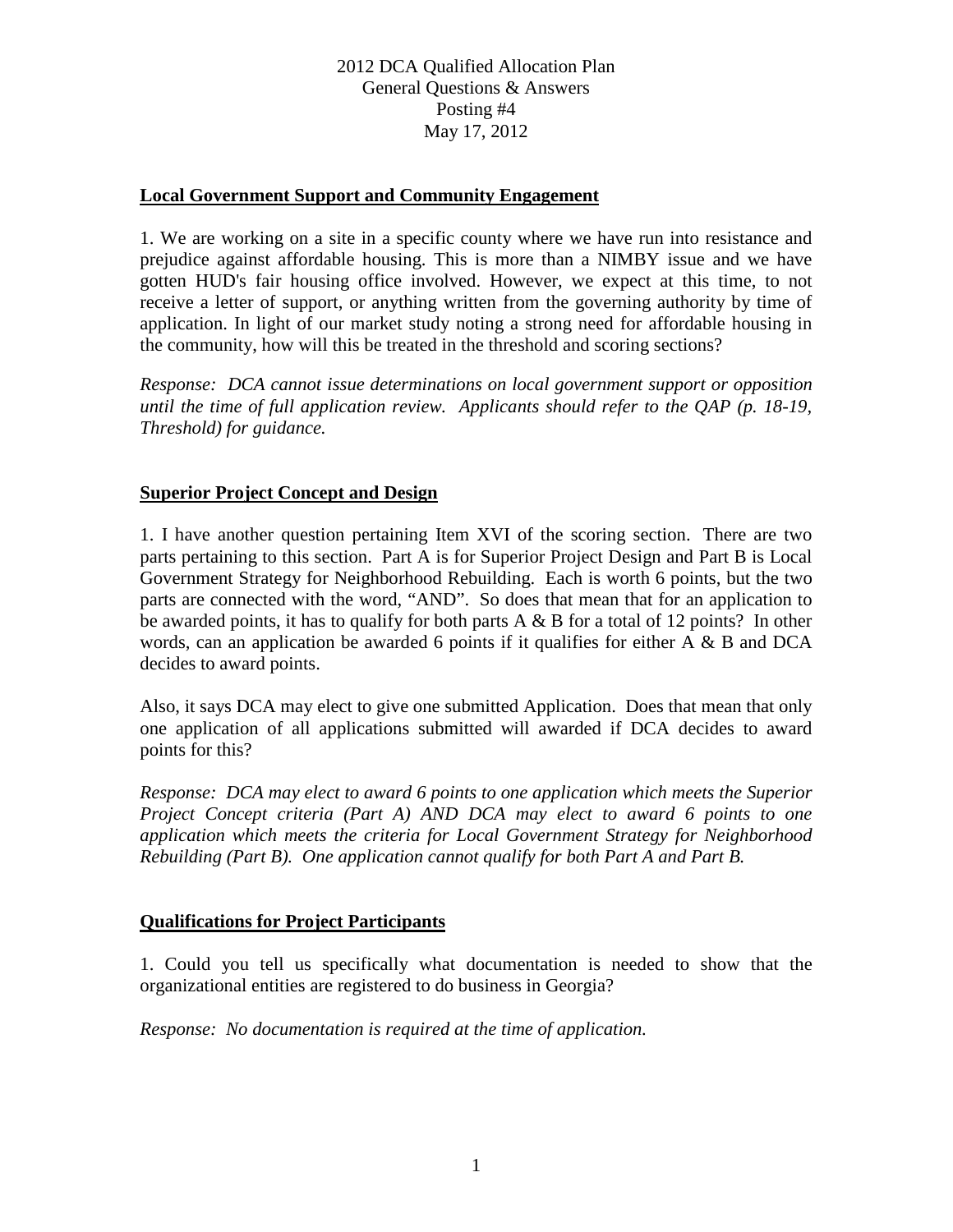# 2012 DCA Qualified Allocation Plan
## General Questions & Answers
## Posting #4
## May 17, 2012

**Local Government Support and Community Engagement**

1. We are working on a site in a specific county where we have run into resistance and prejudice against affordable housing. This is more than a NIMBY issue and we have gotten HUD's fair housing office involved. However, we expect at this time, to not receive a letter of support, or anything written from the governing authority by time of application. In light of our market study noting a strong need for affordable housing in the community, how will this be treated in the threshold and scoring sections?

*Response: DCA cannot issue determinations on local government support or opposition until the time of full application review. Applicants should refer to the QAP (p. 18-19, Threshold) for guidance.*

**Superior Project Concept and Design**

1. I have another question pertaining Item XVI of the scoring section. There are two parts pertaining to this section. Part A is for Superior Project Design and Part B is Local Government Strategy for Neighborhood Rebuilding. Each is worth 6 points, but the two parts are connected with the word, "AND". So does that mean that for an application to be awarded points, it has to qualify for both parts A & B for a total of 12 points? In other words, can an application be awarded 6 points if it qualifies for either A & B and DCA decides to award points.

Also, it says DCA may elect to give one submitted Application. Does that mean that only one application of all applications submitted will awarded if DCA decides to award points for this?

*Response: DCA may elect to award 6 points to one application which meets the Superior Project Concept criteria (Part A) AND DCA may elect to award 6 points to one application which meets the criteria for Local Government Strategy for Neighborhood Rebuilding (Part B). One application cannot qualify for both Part A and Part B.*

**Qualifications for Project Participants**

1. Could you tell us specifically what documentation is needed to show that the organizational entities are registered to do business in Georgia?

*Response: No documentation is required at the time of application.*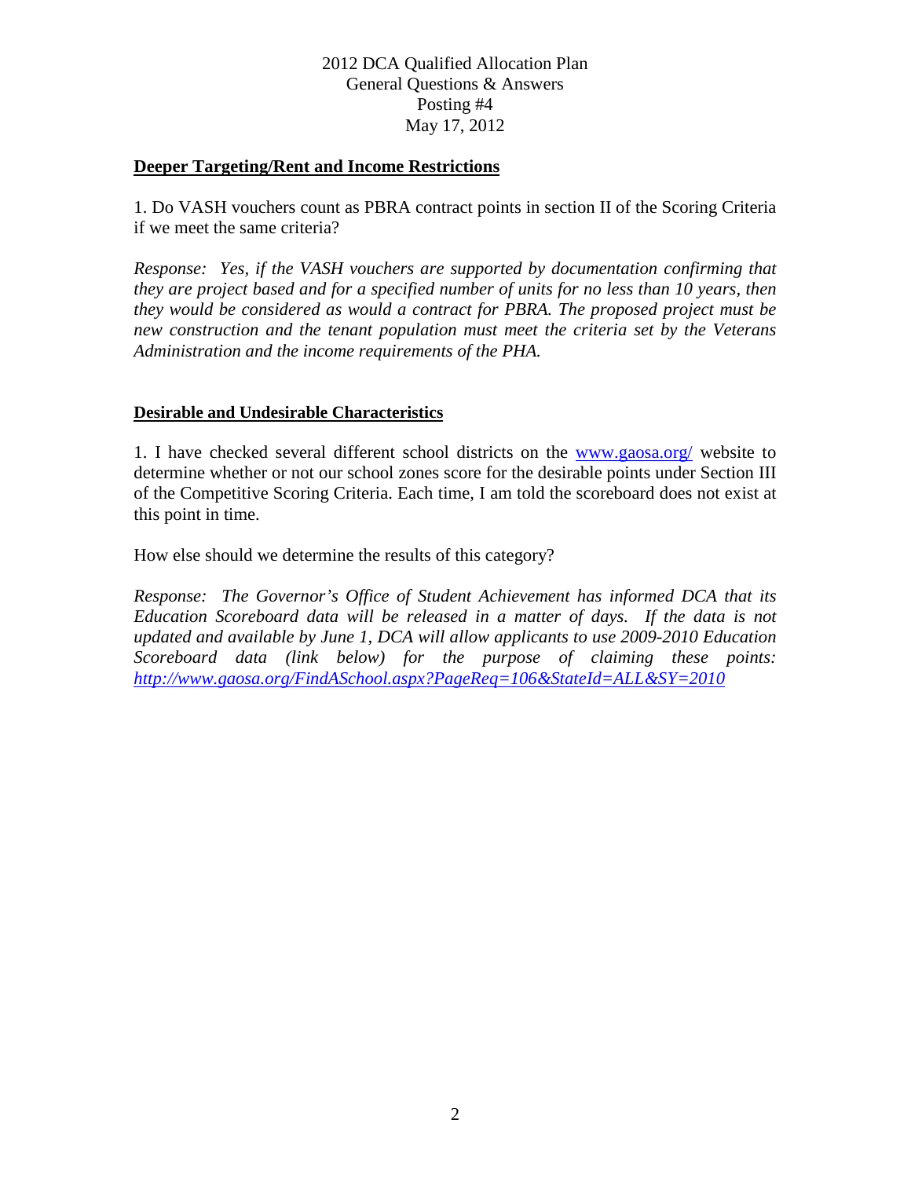2012 DCA Qualified Allocation Plan
General Questions & Answers
Posting #4
May 17, 2012

**Deeper Targeting/Rent and Income Restrictions**

1. Do VASH vouchers count as PBRA contract points in section II of the Scoring Criteria if we meet the same criteria?

*Response: Yes, if the VASH vouchers are supported by documentation confirming that they are project based and for a specified number of units for no less than 10 years, then they would be considered as would a contract for PBRA. The proposed project must be new construction and the tenant population must meet the criteria set by the Veterans Administration and the income requirements of the PHA.*

**Desirable and Undesirable Characteristics**

1. I have checked several different school districts on the www.gaosa.org/ website to determine whether or not our school zones score for the desirable points under Section III of the Competitive Scoring Criteria. Each time, I am told the scoreboard does not exist at this point in time.

How else should we determine the results of this category?

*Response: The Governor's Office of Student Achievement has informed DCA that its Education Scoreboard data will be released in a matter of days. If the data is not updated and available by June 1, DCA will allow applicants to use 2009-2010 Education Scoreboard data (link below) for the purpose of claiming these points: http://www.gaosa.org/FindASchool.aspx?PageReq=106&StateId=ALL&SY=2010*